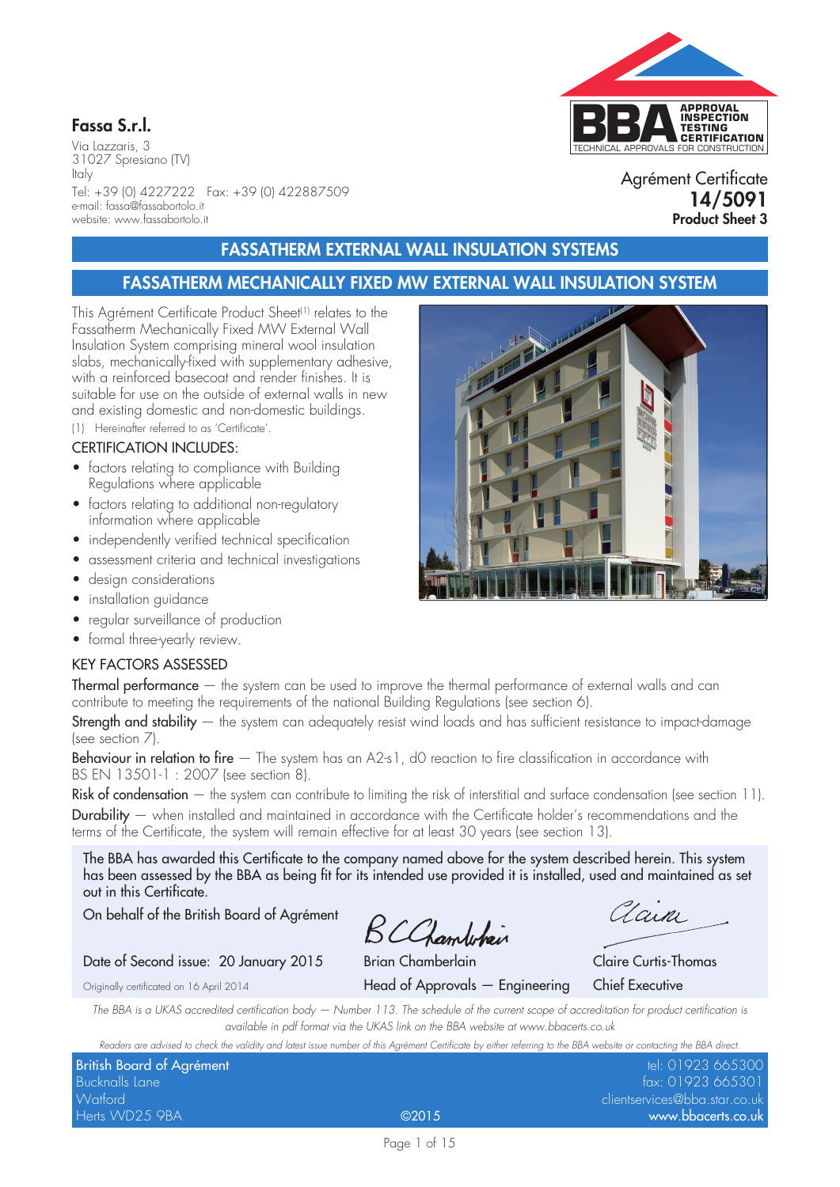**Fassa S.r.l.**

Via Lazzaris, 3
31027 Spresiano (TV)
Italy
Tel: +39 (0) 4227222 Fax: +39 (0) 422887509
e-mail: fassa@fassabortolo.it
website: www.fassabortolo.it

APPROVAL INSPECTION TESTING CERTIFICATION
TECHNICAL APPROVALS FOR CONSTRUCTION

Agrément Certificate
**14/5091**
**Product Sheet 3**

## FASSATHERM EXTERNAL WALL INSULATION SYSTEMS

## FASSATHERM MECHANICALLY FIXED MW EXTERNAL WALL INSULATION SYSTEM

This Agrément Certificate Product Sheet[1] relates to the Fassatherm Mechanically Fixed MW External Wall Insulation System comprising mineral wool insulation slabs, mechanically-fixed with supplementary adhesive, with a reinforced basecoat and render finishes. It is suitable for use on the outside of external walls in new and existing domestic and non-domestic buildings.

(1) Hereinafter referred to as 'Certificate'.

### CERTIFICATION INCLUDES:

- factors relating to compliance with Building Regulations where applicable
- factors relating to additional non-regulatory information where applicable
- independently verified technical specification
- assessment criteria and technical investigations
- design considerations
- installation guidance
- regular surveillance of production
- formal three-yearly review.

### KEY FACTORS ASSESSED

**Thermal performance** — the system can be used to improve the thermal performance of external walls and can contribute to meeting the requirements of the national Building Regulations (see section 6).

**Strength and stability** — the system can adequately resist wind loads and has sufficient resistance to impact-damage (see section 7).

**Behaviour in relation to fire** — The system has an A2-s1, d0 reaction to fire classification in accordance with BS EN 13501-1 : 2007 (see section 8).

**Risk of condensation** — the system can contribute to limiting the risk of interstitial and surface condensation (see section 11).

**Durability** — when installed and maintained in accordance with the Certificate holder's recommendations and the terms of the Certificate, the system will remain effective for at least 30 years (see section 13).

The BBA has awarded this Certificate to the company named above for the system described herein. This system has been assessed by the BBA as being fit for its intended use provided it is installed, used and maintained as set out in this Certificate.

On behalf of the British Board of Agrément

Date of Second issue: 20 January 2015

Originally certificated on 16 April 2014

Brian Chamberlain
Head of Approvals — Engineering

Claire Curtis-Thomas
Chief Executive

*The BBA is a UKAS accredited certification body — Number 113. The schedule of the current scope of accreditation for product certification is available in pdf format via the UKAS link on the BBA website at www.bbacerts.co.uk*

*Readers are advised to check the validity and latest issue number of this Agrément Certificate by either referring to the BBA website or contacting the BBA direct.*

British Board of Agrément
Bucknalls Lane
Watford
Herts WD25 9BA

©2015

tel: 01923 665300
fax: 01923 665301
clientservices@bba.star.co.uk
www.bbacerts.co.uk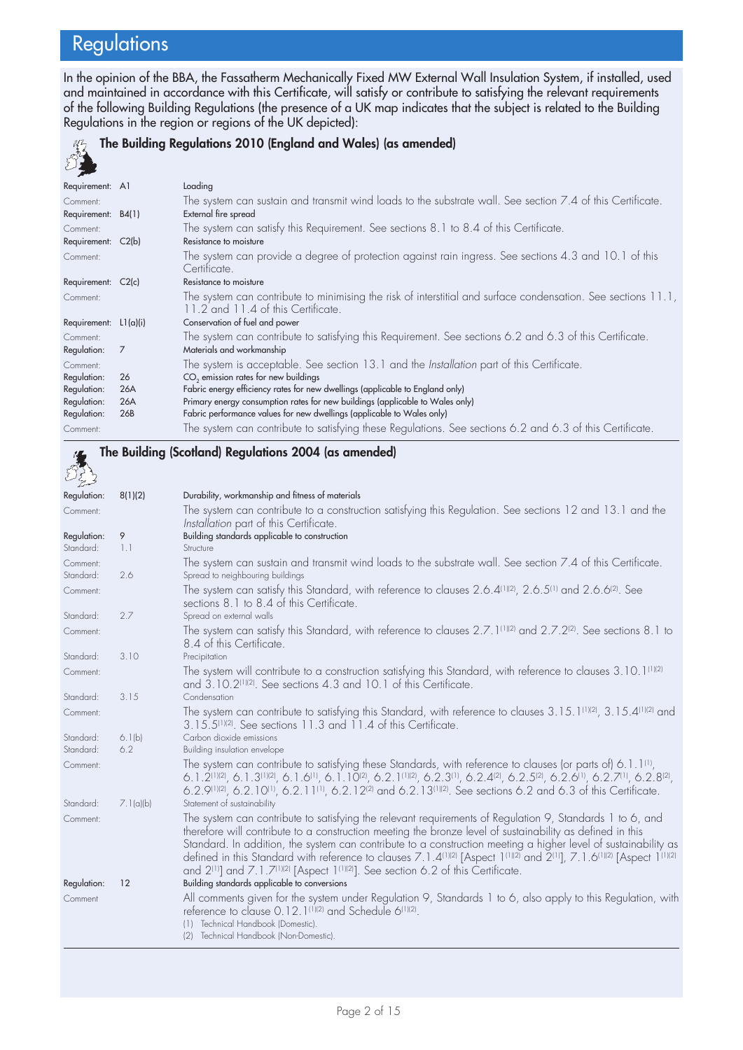# Regulations

In the opinion of the BBA, the Fassatherm Mechanically Fixed MW External Wall Insulation System, if installed, used and maintained in accordance with this Certificate, will satisfy or contribute to satisfying the relevant requirements of the following Building Regulations (the presence of a UK map indicates that the subject is related to the Building Regulations in the region or regions of the UK depicted):

## The Building Regulations 2010 (England and Wales) (as amended)

| | | |
|---|---|---|
| Requirement: | A1 | Loading |
| Comment: | | The system can sustain and transmit wind loads to the substrate wall. See section 7.4 of this Certificate. |
| Requirement: | B4(1) | External fire spread |
| Comment: | | The system can satisfy this Requirement. See sections 8.1 to 8.4 of this Certificate. |
| Requirement: | C2(b) | Resistance to moisture |
| Comment: | | The system can provide a degree of protection against rain ingress. See sections 4.3 and 10.1 of this Certificate. |
| Requirement: | C2(c) | Resistance to moisture |
| Comment: | | The system can contribute to minimising the risk of interstitial and surface condensation. See sections 11.1, 11.2 and 11.4 of this Certificate. |
| Requirement: | L1(a)(i) | Conservation of fuel and power |
| Comment: | | The system can contribute to satisfying this Requirement. See sections 6.2 and 6.3 of this Certificate. |
| Regulation: | 7 | Materials and workmanship |
| Comment: | | The system is acceptable. See section 13.1 and the *Installation* part of this Certificate. |
| Regulation: | 26 | $CO_2$ emission rates for new buildings |
| Regulation: | 26A | Fabric energy efficiency rates for new dwellings (applicable to England only) |
| Regulation: | 26A | Primary energy consumption rates for new buildings (applicable to Wales only) |
| Regulation: | 26B | Fabric performance values for new dwellings (applicable to Wales only) |
| Comment: | | The system can contribute to satisfying these Regulations. See sections 6.2 and 6.3 of this Certificate. |

## The Building (Scotland) Regulations 2004 (as amended)

| | | |
|---|---|---|
| Regulation: | 8(1)(2) | Durability, workmanship and fitness of materials |
| Comment: | | The system can contribute to a construction satisfying this Regulation. See sections 12 and 13.1 and the *Installation* part of this Certificate. |
| Regulation: | 9 | Building standards applicable to construction |
| Standard: | 1.1 | Structure |
| Comment: | | The system can sustain and transmit wind loads to the substrate wall. See section 7.4 of this Certificate. |
| Standard: | 2.6 | Spread to neighbouring buildings |
| Comment: | | The system can satisfy this Standard, with reference to clauses 2.6.4[1][2], 2.6.5[1] and 2.6.6[2]. See sections 8.1 to 8.4 of this Certificate. |
| Standard: | 2.7 | Spread on external walls |
| Comment: | | The system can satisfy this Standard, with reference to clauses 2.7.1[1][2] and 2.7.2[2]. See sections 8.1 to 8.4 of this Certificate. |
| Standard: | 3.10 | Precipitation |
| Comment: | | The system will contribute to a construction satisfying this Standard, with reference to clauses 3.10.1[1][2] and 3.10.2[1][2]. See sections 4.3 and 10.1 of this Certificate. |
| Standard: | 3.15 | Condensation |
| Comment: | | The system can contribute to satisfying this Standard, with reference to clauses 3.15.1[1][2], 3.15.4[1][2] and 3.15.5[1][2]. See sections 11.3 and 11.4 of this Certificate. |
| Standard: | 6.1(b) | Carbon dioxide emissions |
| Standard: | 6.2 | Building insulation envelope |
| Comment: | | The system can contribute to satisfying these Standards, with reference to clauses (or parts of) 6.1.1[1], 6.1.2[1][2], 6.1.3[1][2], 6.1.6[1], 6.1.10[2], 6.2.1[1][2], 6.2.3[1], 6.2.4[2], 6.2.5[2], 6.2.6[1], 6.2.7[1], 6.2.8[2], 6.2.9[1][2], 6.2.10[1], 6.2.11[1], 6.2.12[2] and 6.2.13[1][2]. See sections 6.2 and 6.3 of this Certificate. |
| Standard: | 7.1(a)(b) | Statement of sustainability |
| Comment: | | The system can contribute to satisfying the relevant requirements of Regulation 9, Standards 1 to 6, and therefore will contribute to a construction meeting the bronze level of sustainability as defined in this Standard. In addition, the system can contribute to a construction meeting a higher level of sustainability as defined in this Standard with reference to clauses 7.1.4[1][2] [Aspect 1[1][2] and 2[1]], 7.1.6[1][2] [Aspect 1[1][2] and 2[1]] and 7.1.7[1][2] [Aspect 1[1][2]]. See section 6.2 of this Certificate. |
| Regulation: | 12 | Building standards applicable to conversions |
| Comment | | All comments given for the system under Regulation 9, Standards 1 to 6, also apply to this Regulation, with reference to clause 0.12.1[1][2] and Schedule 6[1][2]. |

(1) Technical Handbook (Domestic).
(2) Technical Handbook (Non-Domestic).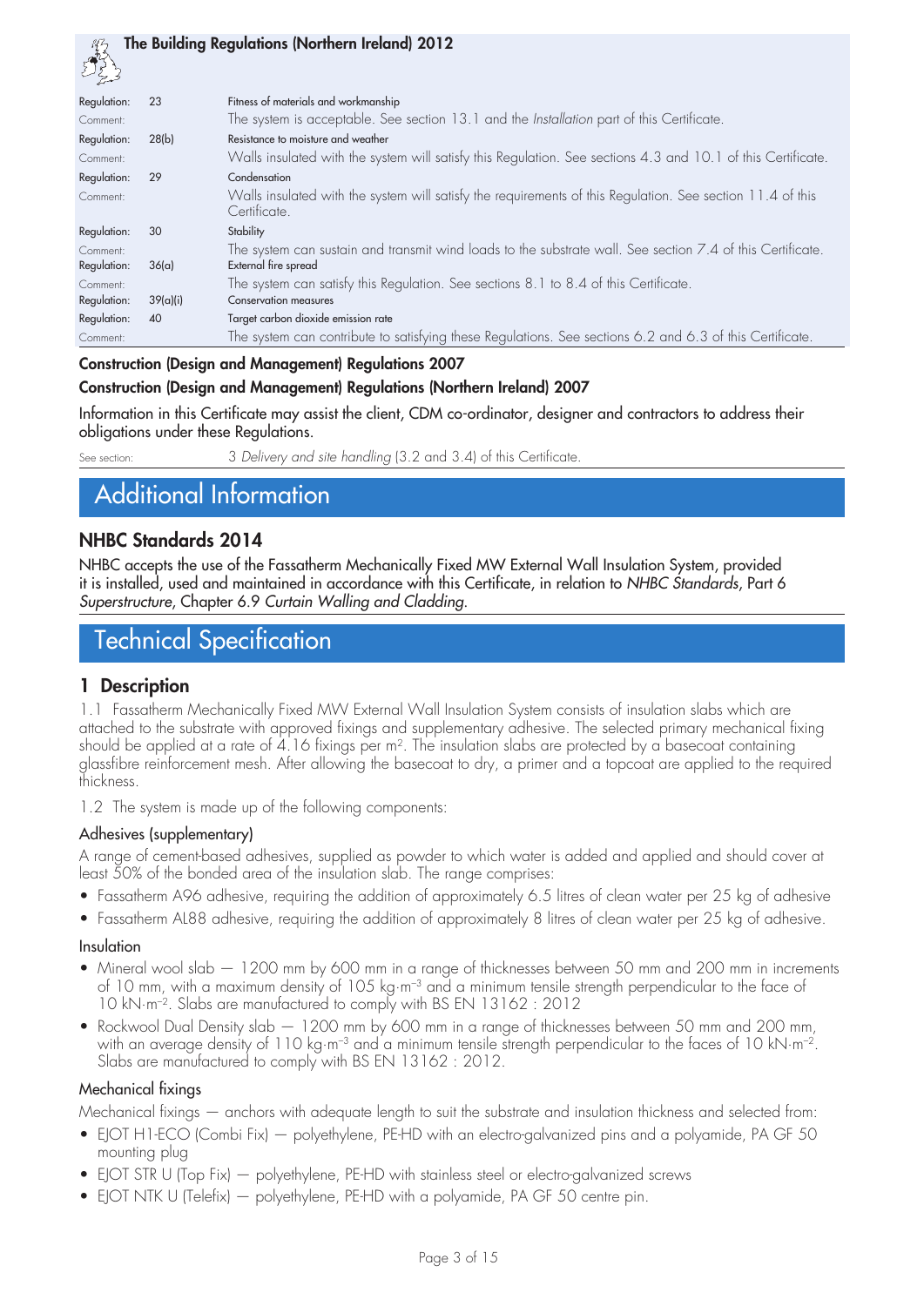**The Building Regulations (Northern Ireland) 2012**

| | | |
|---|---|---|
| Regulation: | 23 | Fitness of materials and workmanship |
| Comment: | | The system is acceptable. See section 13.1 and the *Installation* part of this Certificate. |
| Regulation: | 28(b) | Resistance to moisture and weather |
| Comment: | | Walls insulated with the system will satisfy this Regulation. See sections 4.3 and 10.1 of this Certificate. |
| Regulation: | 29 | Condensation |
| Comment: | | Walls insulated with the system will satisfy the requirements of this Regulation. See section 11.4 of this Certificate. |
| Regulation: | 30 | Stability |
| Comment: | | The system can sustain and transmit wind loads to the substrate wall. See section 7.4 of this Certificate. |
| Regulation: | 36(a) | External fire spread |
| Comment: | | The system can satisfy this Regulation. See sections 8.1 to 8.4 of this Certificate. |
| Regulation: | 39(a)(i) | Conservation measures |
| Regulation: | 40 | Target carbon dioxide emission rate |
| Comment: | | The system can contribute to satisfying these Regulations. See sections 6.2 and 6.3 of this Certificate. |

**Construction (Design and Management) Regulations 2007**

**Construction (Design and Management) Regulations (Northern Ireland) 2007**

Information in this Certificate may assist the client, CDM co-ordinator, designer and contractors to address their obligations under these Regulations.

See section: 3 *Delivery and site handling* (3.2 and 3.4) of this Certificate.

# Additional Information

## NHBC Standards 2014

NHBC accepts the use of the Fassatherm Mechanically Fixed MW External Wall Insulation System, provided it is installed, used and maintained in accordance with this Certificate, in relation to *NHBC Standards*, Part 6 *Superstructure*, Chapter 6.9 *Curtain Walling and Cladding*.

# Technical Specification

## 1 Description

1.1 Fassatherm Mechanically Fixed MW External Wall Insulation System consists of insulation slabs which are attached to the substrate with approved fixings and supplementary adhesive. The selected primary mechanical fixing should be applied at a rate of 4.16 fixings per m². The insulation slabs are protected by a basecoat containing glassfibre reinforcement mesh. After allowing the basecoat to dry, a primer and a topcoat are applied to the required thickness.

1.2 The system is made up of the following components:

### Adhesives (supplementary)

A range of cement-based adhesives, supplied as powder to which water is added and applied and should cover at least 50% of the bonded area of the insulation slab. The range comprises:

- Fassatherm A96 adhesive, requiring the addition of approximately 6.5 litres of clean water per 25 kg of adhesive
- Fassatherm AL88 adhesive, requiring the addition of approximately 8 litres of clean water per 25 kg of adhesive.

### Insulation

- Mineral wool slab — 1200 mm by 600 mm in a range of thicknesses between 50 mm and 200 mm in increments of 10 mm, with a maximum density of 105 kg·m$^{-3}$ and a minimum tensile strength perpendicular to the face of 10 kN·m$^{-2}$. Slabs are manufactured to comply with BS EN 13162 : 2012
- Rockwool Dual Density slab — 1200 mm by 600 mm in a range of thicknesses between 50 mm and 200 mm, with an average density of 110 kg·m$^{-3}$ and a minimum tensile strength perpendicular to the faces of 10 kN·m$^{-2}$. Slabs are manufactured to comply with BS EN 13162 : 2012.

### Mechanical fixings

Mechanical fixings — anchors with adequate length to suit the substrate and insulation thickness and selected from:

- EJOT H1-ECO (Combi Fix) — polyethylene, PE-HD with an electro-galvanized pins and a polyamide, PA GF 50 mounting plug
- EJOT STR U (Top Fix) — polyethylene, PE-HD with stainless steel or electro-galvanized screws
- EJOT NTK U (Telefix) — polyethylene, PE-HD with a polyamide, PA GF 50 centre pin.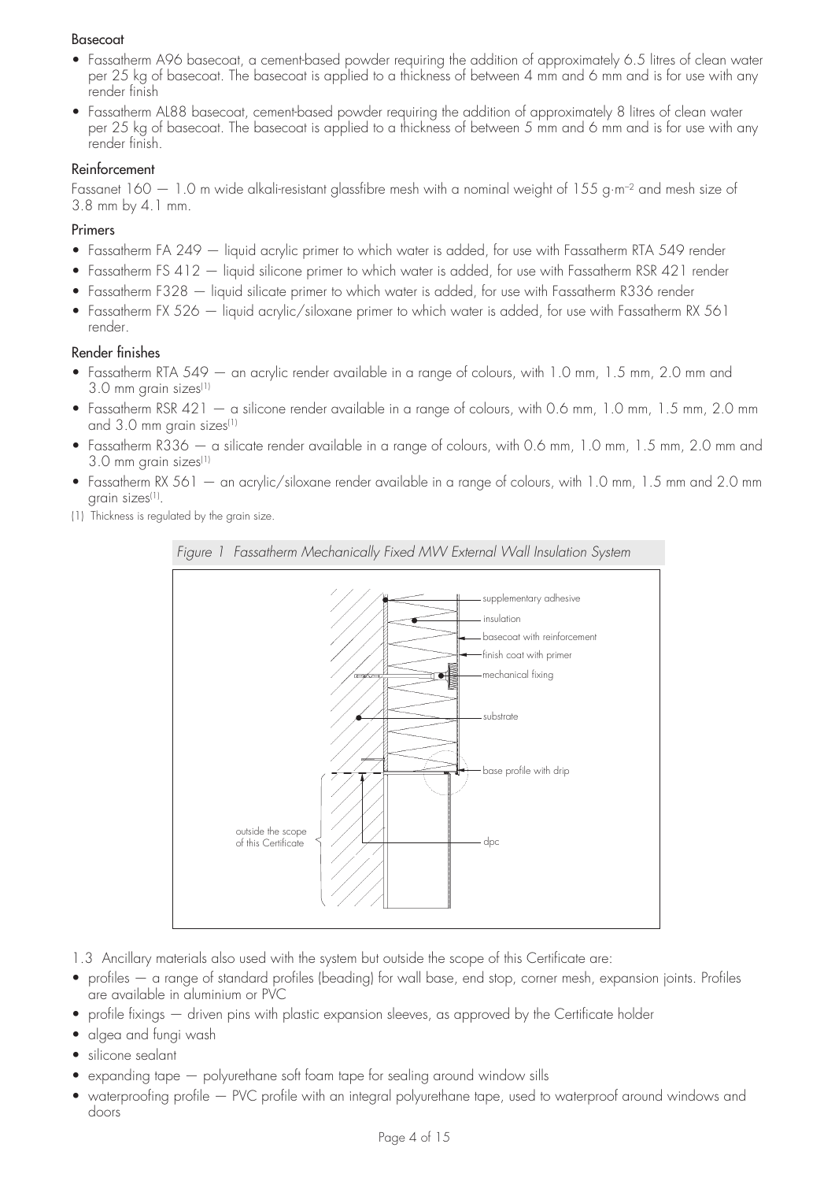### Basecoat

- Fassatherm A96 basecoat, a cement-based powder requiring the addition of approximately 6.5 litres of clean water per 25 kg of basecoat. The basecoat is applied to a thickness of between 4 mm and 6 mm and is for use with any render finish
- Fassatherm AL88 basecoat, cement-based powder requiring the addition of approximately 8 litres of clean water per 25 kg of basecoat. The basecoat is applied to a thickness of between 5 mm and 6 mm and is for use with any render finish.

### Reinforcement

Fassanet 160 — 1.0 m wide alkali-resistant glassfibre mesh with a nominal weight of 155 $g{\cdot}m^{-2}$ and mesh size of 3.8 mm by 4.1 mm.

### Primers

- Fassatherm FA 249 — liquid acrylic primer to which water is added, for use with Fassatherm RTA 549 render
- Fassatherm FS 412 — liquid silicone primer to which water is added, for use with Fassatherm RSR 421 render
- Fassatherm F328 — liquid silicate primer to which water is added, for use with Fassatherm R336 render
- Fassatherm FX 526 — liquid acrylic/siloxane primer to which water is added, for use with Fassatherm RX 561 render.

### Render finishes

- Fassatherm RTA 549 — an acrylic render available in a range of colours, with 1.0 mm, 1.5 mm, 2.0 mm and 3.0 mm grain sizes(1)
- Fassatherm RSR 421 — a silicone render available in a range of colours, with 0.6 mm, 1.0 mm, 1.5 mm, 2.0 mm and 3.0 mm grain sizes(1)
- Fassatherm R336 — a silicate render available in a range of colours, with 0.6 mm, 1.0 mm, 1.5 mm, 2.0 mm and 3.0 mm grain sizes(1)
- Fassatherm RX 561 — an acrylic/siloxane render available in a range of colours, with 1.0 mm, 1.5 mm and 2.0 mm grain sizes(1).

(1) Thickness is regulated by the grain size.

*Figure 1 Fassatherm Mechanically Fixed MW External Wall Insulation System*

1.3 Ancillary materials also used with the system but outside the scope of this Certificate are:

- profiles — a range of standard profiles (beading) for wall base, end stop, corner mesh, expansion joints. Profiles are available in aluminium or PVC
- profile fixings — driven pins with plastic expansion sleeves, as approved by the Certificate holder
- algea and fungi wash
- silicone sealant
- expanding tape — polyurethane soft foam tape for sealing around window sills
- waterproofing profile — PVC profile with an integral polyurethane tape, used to waterproof around windows and doors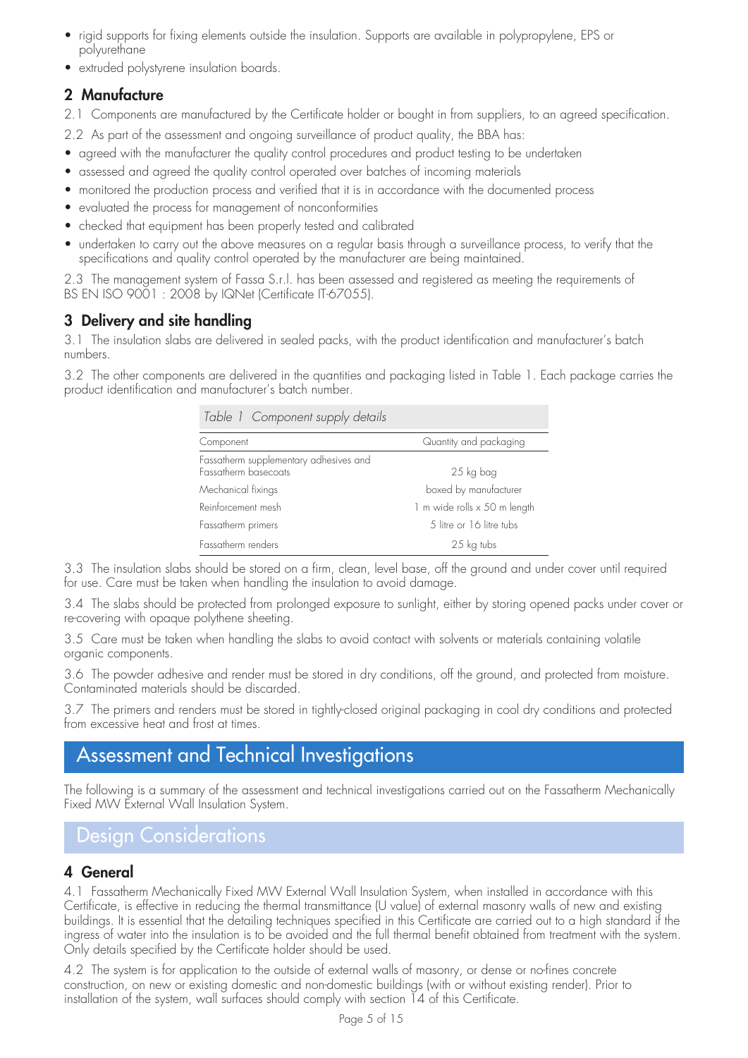- rigid supports for fixing elements outside the insulation. Supports are available in polypropylene, EPS or polyurethane
- extruded polystyrene insulation boards.

## 2 Manufacture

2.1 Components are manufactured by the Certificate holder or bought in from suppliers, to an agreed specification.

2.2 As part of the assessment and ongoing surveillance of product quality, the BBA has:

- agreed with the manufacturer the quality control procedures and product testing to be undertaken
- assessed and agreed the quality control operated over batches of incoming materials
- monitored the production process and verified that it is in accordance with the documented process
- evaluated the process for management of nonconformities
- checked that equipment has been properly tested and calibrated
- undertaken to carry out the above measures on a regular basis through a surveillance process, to verify that the specifications and quality control operated by the manufacturer are being maintained.

2.3 The management system of Fassa S.r.l. has been assessed and registered as meeting the requirements of BS EN ISO 9001 : 2008 by IQNet (Certificate IT-67055).

## 3 Delivery and site handling

3.1 The insulation slabs are delivered in sealed packs, with the product identification and manufacturer's batch numbers.

3.2 The other components are delivered in the quantities and packaging listed in Table 1. Each package carries the product identification and manufacturer's batch number.

*Table 1 Component supply details*

| Component | Quantity and packaging |
|---|---|
| Fassatherm supplementary adhesives and Fassatherm basecoats | 25 kg bag |
| Mechanical fixings | boxed by manufacturer |
| Reinforcement mesh | 1 m wide rolls x 50 m length |
| Fassatherm primers | 5 litre or 16 litre tubs |
| Fassatherm renders | 25 kg tubs |

3.3 The insulation slabs should be stored on a firm, clean, level base, off the ground and under cover until required for use. Care must be taken when handling the insulation to avoid damage.

3.4 The slabs should be protected from prolonged exposure to sunlight, either by storing opened packs under cover or re-covering with opaque polythene sheeting.

3.5 Care must be taken when handling the slabs to avoid contact with solvents or materials containing volatile organic components.

3.6 The powder adhesive and render must be stored in dry conditions, off the ground, and protected from moisture. Contaminated materials should be discarded.

3.7 The primers and renders must be stored in tightly-closed original packaging in cool dry conditions and protected from excessive heat and frost at times.

# Assessment and Technical Investigations

The following is a summary of the assessment and technical investigations carried out on the Fassatherm Mechanically Fixed MW External Wall Insulation System.

# Design Considerations

## 4 General

4.1 Fassatherm Mechanically Fixed MW External Wall Insulation System, when installed in accordance with this Certificate, is effective in reducing the thermal transmittance (U value) of external masonry walls of new and existing buildings. It is essential that the detailing techniques specified in this Certificate are carried out to a high standard if the ingress of water into the insulation is to be avoided and the full thermal benefit obtained from treatment with the system. Only details specified by the Certificate holder should be used.

4.2 The system is for application to the outside of external walls of masonry, or dense or no-fines concrete construction, on new or existing domestic and non-domestic buildings (with or without existing render). Prior to installation of the system, wall surfaces should comply with section 14 of this Certificate.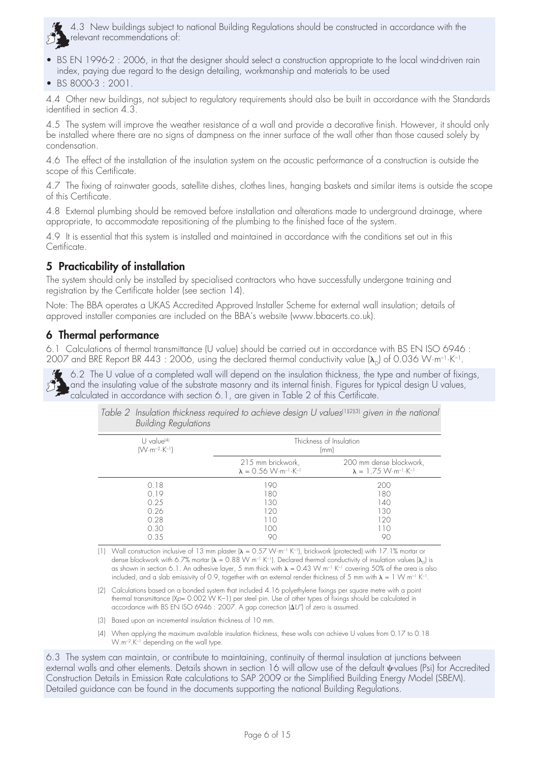4.3 New buildings subject to national Building Regulations should be constructed in accordance with the relevant recommendations of:

- BS EN 1996-2 : 2006, in that the designer should select a construction appropriate to the local wind-driven rain index, paying due regard to the design detailing, workmanship and materials to be used
- BS 8000-3 : 2001.

4.4 Other new buildings, not subject to regulatory requirements should also be built in accordance with the Standards identified in section 4.3.

4.5 The system will improve the weather resistance of a wall and provide a decorative finish. However, it should only be installed where there are no signs of dampness on the inner surface of the wall other than those caused solely by condensation.

4.6 The effect of the installation of the insulation system on the acoustic performance of a construction is outside the scope of this Certificate.

4.7 The fixing of rainwater goods, satellite dishes, clothes lines, hanging baskets and similar items is outside the scope of this Certificate.

4.8 External plumbing should be removed before installation and alterations made to underground drainage, where appropriate, to accommodate repositioning of the plumbing to the finished face of the system.

4.9 It is essential that this system is installed and maintained in accordance with the conditions set out in this Certificate.

## 5 Practicability of installation

The system should only be installed by specialised contractors who have successfully undergone training and registration by the Certificate holder (see section 14).

Note: The BBA operates a UKAS Accredited Approved Installer Scheme for external wall insulation; details of approved installer companies are included on the BBA's website (www.bbacerts.co.uk).

## 6 Thermal performance

6.1 Calculations of thermal transmittance (U value) should be carried out in accordance with BS EN ISO 6946 : 2007 and BRE Report BR 443 : 2006, using the declared thermal conductivity value ($\lambda_D$) of 0.036 $W{\cdot}m^{-1}{\cdot}K^{-1}$.

6.2 The U value of a completed wall will depend on the insulation thickness, the type and number of fixings, and the insulating value of the substrate masonry and its internal finish. Figures for typical design U values, calculated in accordance with section 6.1, are given in Table 2 of this Certificate.

*Table 2 Insulation thickness required to achieve design U values[1][2][3] given in the national Building Regulations*

| U value[4] ($W{\cdot}m^{-2}{\cdot}K^{-1}$) | Thickness of Insulation (mm) | |
|---|---|---|
| | 215 mm brickwork, $\lambda = 0.56\ W{\cdot}m^{-1}{\cdot}K^{-1}$ | 200 mm dense blockwork, $\lambda = 1.75\ W{\cdot}m^{-1}{\cdot}K^{-1}$ |
| 0.18 | 190 | 200 |
| 0.19 | 180 | 180 |
| 0.25 | 130 | 140 |
| 0.26 | 120 | 130 |
| 0.28 | 110 | 120 |
| 0.30 | 100 | 110 |
| 0.35 | 90 | 90 |

(1) Wall construction inclusive of 13 mm plaster ($\lambda = 0.57\ W{\cdot}m^{-1}\ K^{-1}$), brickwork (protected) with 17.1% mortar or dense blockwork with 6.7% mortar ($\lambda = 0.88\ W\ m^{-1}\ K^{-1}$). Declared thermal conductivity of insulation values ($\lambda_D$) is as shown in section 6.1. An adhesive layer, 5 mm thick with $\lambda = 0.43\ W\ m^{-1}\ K^{-1}$ covering 50% of the area is also included, and a slab emissivity of 0.9, together with an external render thickness of 5 mm with $\lambda = 1\ W\ m^{-1}\ K^{-1}$.

(2) Calculations based on a bonded system that included 4.16 polyethylene fixings per square metre with a point thermal transmittance ($X_p$= 0.002 W K–1) per steel pin. Use of other types of fixings should be calculated in accordance with BS EN ISO 6946 : 2007. A gap correction ($\Delta U''$) of zero is assumed.

(3) Based upon an incremental insulation thickness of 10 mm.

(4) When applying the maximum available insulation thickness, these walls can achieve U values from 0.17 to 0.18 $W.m^{-2}.K^{-1}$ depending on the wall type.

6.3 The system can maintain, or contribute to maintaining, continuity of thermal insulation at junctions between external walls and other elements. Details shown in section 16 will allow use of the default $\psi$-values (Psi) for Accredited Construction Details in Emission Rate calculations to SAP 2009 or the Simplified Building Energy Model (SBEM). Detailed guidance can be found in the documents supporting the national Building Regulations.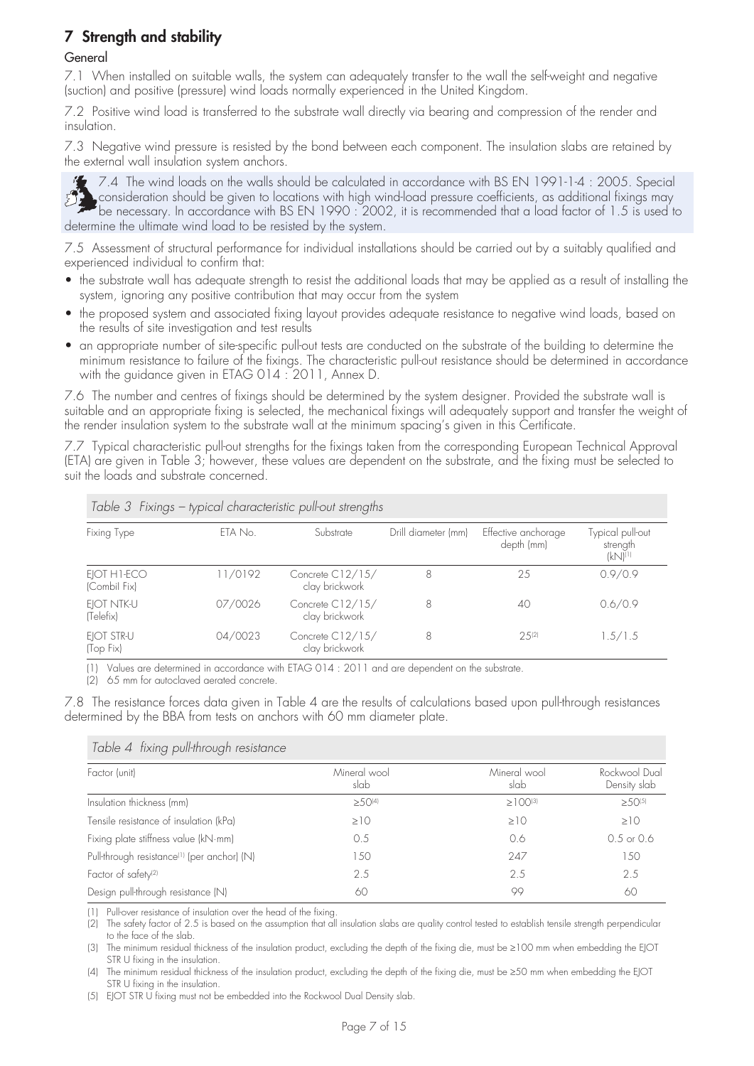## 7 Strength and stability

### General

7.1 When installed on suitable walls, the system can adequately transfer to the wall the self-weight and negative (suction) and positive (pressure) wind loads normally experienced in the United Kingdom.

7.2 Positive wind load is transferred to the substrate wall directly via bearing and compression of the render and insulation.

7.3 Negative wind pressure is resisted by the bond between each component. The insulation slabs are retained by the external wall insulation system anchors.

7.4 The wind loads on the walls should be calculated in accordance with BS EN 1991-1-4 : 2005. Special consideration should be given to locations with high wind-load pressure coefficients, as additional fixings may be necessary. In accordance with BS EN 1990 : 2002, it is recommended that a load factor of 1.5 is used to determine the ultimate wind load to be resisted by the system.

7.5 Assessment of structural performance for individual installations should be carried out by a suitably qualified and experienced individual to confirm that:

- the substrate wall has adequate strength to resist the additional loads that may be applied as a result of installing the system, ignoring any positive contribution that may occur from the system
- the proposed system and associated fixing layout provides adequate resistance to negative wind loads, based on the results of site investigation and test results
- an appropriate number of site-specific pull-out tests are conducted on the substrate of the building to determine the minimum resistance to failure of the fixings. The characteristic pull-out resistance should be determined in accordance with the guidance given in ETAG 014 : 2011, Annex D.

7.6 The number and centres of fixings should be determined by the system designer. Provided the substrate wall is suitable and an appropriate fixing is selected, the mechanical fixings will adequately support and transfer the weight of the render insulation system to the substrate wall at the minimum spacing's given in this Certificate.

7.7 Typical characteristic pull-out strengths for the fixings taken from the corresponding European Technical Approval (ETA) are given in Table 3; however, these values are dependent on the substrate, and the fixing must be selected to suit the loads and substrate concerned.

*Table 3 Fixings – typical characteristic pull-out strengths*

| Fixing Type | ETA No. | Substrate | Drill diameter (mm) | Effective anchorage depth (mm) | Typical pull-out strength (kN)[1] |
|---|---|---|---|---|---|
| EJOT H1-ECO (Combil Fix) | 11/0192 | Concrete C12/15/ clay brickwork | 8 | 25 | 0.9/0.9 |
| EJOT NTK-U (Telefix) | 07/0026 | Concrete C12/15/ clay brickwork | 8 | 40 | 0.6/0.9 |
| EJOT STR-U (Top Fix) | 04/0023 | Concrete C12/15/ clay brickwork | 8 | 25[2] | 1.5/1.5 |

(1) Values are determined in accordance with ETAG 014 : 2011 and are dependent on the substrate.

(2) 65 mm for autoclaved aerated concrete.

7.8 The resistance forces data given in Table 4 are the results of calculations based upon pull-through resistances determined by the BBA from tests on anchors with 60 mm diameter plate.

*Table 4 fixing pull-through resistance*

| Factor (unit) | Mineral wool slab | Mineral wool slab | Rockwool Dual Density slab |
|---|---|---|---|
| Insulation thickness (mm) | ≥50[4] | ≥100[3] | ≥50[5] |
| Tensile resistance of insulation (kPa) | ≥10 | ≥10 | ≥10 |
| Fixing plate stiffness value (kN·mm) | 0.5 | 0.6 | 0.5 or 0.6 |
| Pull-through resistance[1] (per anchor) (N) | 150 | 247 | 150 |
| Factor of safety[2] | 2.5 | 2.5 | 2.5 |
| Design pull-through resistance (N) | 60 | 99 | 60 |

(1) Pull-over resistance of insulation over the head of the fixing.

(2) The safety factor of 2.5 is based on the assumption that all insulation slabs are quality control tested to establish tensile strength perpendicular to the face of the slab.

(3) The minimum residual thickness of the insulation product, excluding the depth of the fixing die, must be ≥100 mm when embedding the EJOT STR U fixing in the insulation.

(4) The minimum residual thickness of the insulation product, excluding the depth of the fixing die, must be ≥50 mm when embedding the EJOT STR U fixing in the insulation.

(5) EJOT STR U fixing must not be embedded into the Rockwool Dual Density slab.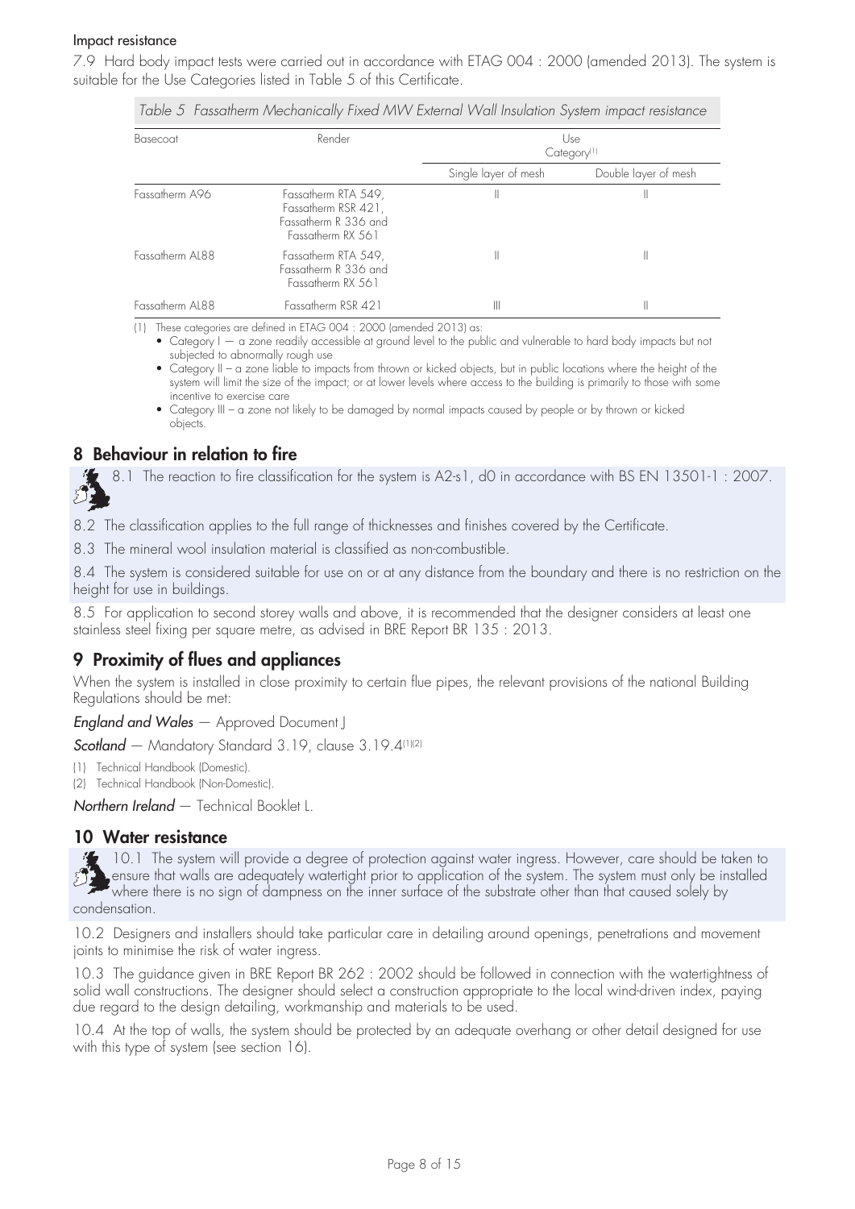Impact resistance

7.9 Hard body impact tests were carried out in accordance with ETAG 004 : 2000 (amended 2013). The system is suitable for the Use Categories listed in Table 5 of this Certificate.

*Table 5 Fassatherm Mechanically Fixed MW External Wall Insulation System impact resistance*

| Basecoat | Render | Use Category[1] | |
|---|---|---|---|
| | | Single layer of mesh | Double layer of mesh |
| Fassatherm A96 | Fassatherm RTA 549, Fassatherm RSR 421, Fassatherm R 336 and Fassatherm RX 561 | II | II |
| Fassatherm AL88 | Fassatherm RTA 549, Fassatherm R 336 and Fassatherm RX 561 | II | II |
| Fassatherm AL88 | Fassatherm RSR 421 | III | II |

(1) These categories are defined in ETAG 004 : 2000 (amended 2013) as:

- Category I — a zone readily accessible at ground level to the public and vulnerable to hard body impacts but not subjected to abnormally rough use
- Category II – a zone liable to impacts from thrown or kicked objects, but in public locations where the height of the system will limit the size of the impact; or at lower levels where access to the building is primarily to those with some incentive to exercise care
- Category III – a zone not likely to be damaged by normal impacts caused by people or by thrown or kicked objects.

## 8 Behaviour in relation to fire

8.1 The reaction to fire classification for the system is A2-s1, d0 in accordance with BS EN 13501-1 : 2007.

8.2 The classification applies to the full range of thicknesses and finishes covered by the Certificate.

8.3 The mineral wool insulation material is classified as non-combustible.

8.4 The system is considered suitable for use on or at any distance from the boundary and there is no restriction on the height for use in buildings.

8.5 For application to second storey walls and above, it is recommended that the designer considers at least one stainless steel fixing per square metre, as advised in BRE Report BR 135 : 2013.

## 9 Proximity of flues and appliances

When the system is installed in close proximity to certain flue pipes, the relevant provisions of the national Building Regulations should be met:

***England and Wales*** — Approved Document J

***Scotland*** — Mandatory Standard 3.19, clause 3.19.4[1][2]

(1) Technical Handbook (Domestic).

(2) Technical Handbook (Non-Domestic).

***Northern Ireland*** — Technical Booklet L.

## 10 Water resistance

10.1 The system will provide a degree of protection against water ingress. However, care should be taken to ensure that walls are adequately watertight prior to application of the system. The system must only be installed where there is no sign of dampness on the inner surface of the substrate other than that caused solely by condensation.

10.2 Designers and installers should take particular care in detailing around openings, penetrations and movement joints to minimise the risk of water ingress.

10.3 The guidance given in BRE Report BR 262 : 2002 should be followed in connection with the watertightness of solid wall constructions. The designer should select a construction appropriate to the local wind-driven index, paying due regard to the design detailing, workmanship and materials to be used.

10.4 At the top of walls, the system should be protected by an adequate overhang or other detail designed for use with this type of system (see section 16).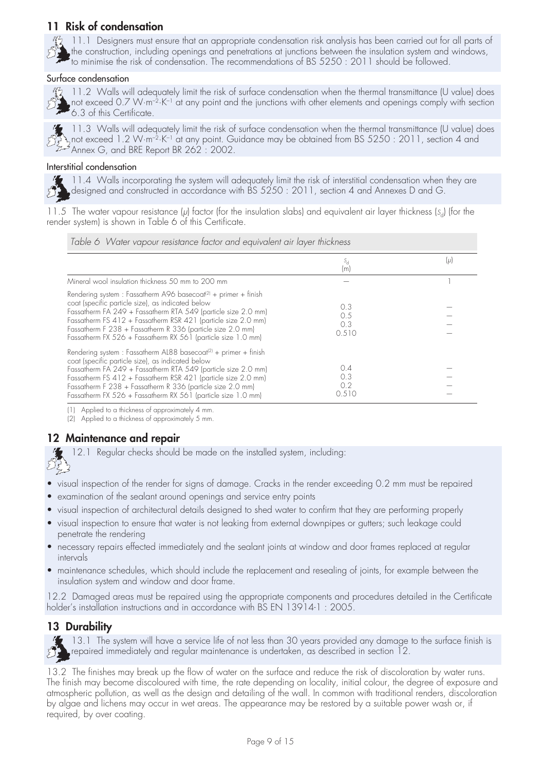## 11 Risk of condensation

11.1 Designers must ensure that an appropriate condensation risk analysis has been carried out for all parts of the construction, including openings and penetrations at junctions between the insulation system and windows, to minimise the risk of condensation. The recommendations of BS 5250 : 2011 should be followed.

### Surface condensation

11.2 Walls will adequately limit the risk of surface condensation when the thermal transmittance (U value) does not exceed 0.7 $W{\cdot}m^{-2}{\cdot}K^{-1}$ at any point and the junctions with other elements and openings comply with section 6.3 of this Certificate.

11.3 Walls will adequately limit the risk of surface condensation when the thermal transmittance (U value) does not exceed 1.2 $W{\cdot}m^{-2}{\cdot}K^{-1}$ at any point. Guidance may be obtained from BS 5250 : 2011, section 4 and Annex G, and BRE Report BR 262 : 2002.

### Interstitial condensation

11.4 Walls incorporating the system will adequately limit the risk of interstitial condensation when they are designed and constructed in accordance with BS 5250 : 2011, section 4 and Annexes D and G.

11.5 The water vapour resistance ($\mu$) factor (for the insulation slabs) and equivalent air layer thickness ($s_d$) (for the render system) is shown in Table 6 of this Certificate.

*Table 6 Water vapour resistance factor and equivalent air layer thickness*

| | $s_d$ (m) | ($\mu$) |
|---|---|---|
| Mineral wool insulation thickness 50 mm to 200 mm | — | 1 |
| Rendering system : Fassatherm A96 basecoat[2] + primer + finish coat (specific particle size), as indicated below | | |
| Fassatherm FA 249 + Fassatherm RTA 549 (particle size 2.0 mm) | 0.3 | — |
| Fassatherm FS 412 + Fassatherm RSR 421 (particle size 2.0 mm) | 0.5 | — |
| Fassatherm F 238 + Fassatherm R 336 (particle size 2.0 mm) | 0.3 | — |
| Fassatherm FX 526 + Fassatherm RX 561 (particle size 1.0 mm) | 0.510 | — |
| Rendering system : Fassatherm AL88 basecoat[2] + primer + finish coat (specific particle size), as indicated below | | |
| Fassatherm FA 249 + Fassatherm RTA 549 (particle size 2.0 mm) | 0.4 | — |
| Fassatherm FS 412 + Fassatherm RSR 421 (particle size 2.0 mm) | 0.3 | — |
| Fassatherm F 238 + Fassatherm R 336 (particle size 2.0 mm) | 0.2 | — |
| Fassatherm FX 526 + Fassatherm RX 561 (particle size 1.0 mm) | 0.510 | — |

(1) Applied to a thickness of approximately 4 mm.
(2) Applied to a thickness of approximately 5 mm.

## 12 Maintenance and repair

12.1 Regular checks should be made on the installed system, including:

- visual inspection of the render for signs of damage. Cracks in the render exceeding 0.2 mm must be repaired
- examination of the sealant around openings and service entry points
- visual inspection of architectural details designed to shed water to confirm that they are performing properly
- visual inspection to ensure that water is not leaking from external downpipes or gutters; such leakage could penetrate the rendering
- necessary repairs effected immediately and the sealant joints at window and door frames replaced at regular intervals
- maintenance schedules, which should include the replacement and resealing of joints, for example between the insulation system and window and door frame.

12.2 Damaged areas must be repaired using the appropriate components and procedures detailed in the Certificate holder's installation instructions and in accordance with BS EN 13914-1 : 2005.

## 13 Durability

13.1 The system will have a service life of not less than 30 years provided any damage to the surface finish is repaired immediately and regular maintenance is undertaken, as described in section 12.

13.2 The finishes may break up the flow of water on the surface and reduce the risk of discoloration by water runs. The finish may become discoloured with time, the rate depending on locality, initial colour, the degree of exposure and atmospheric pollution, as well as the design and detailing of the wall. In common with traditional renders, discoloration by algae and lichens may occur in wet areas. The appearance may be restored by a suitable power wash or, if required, by over coating.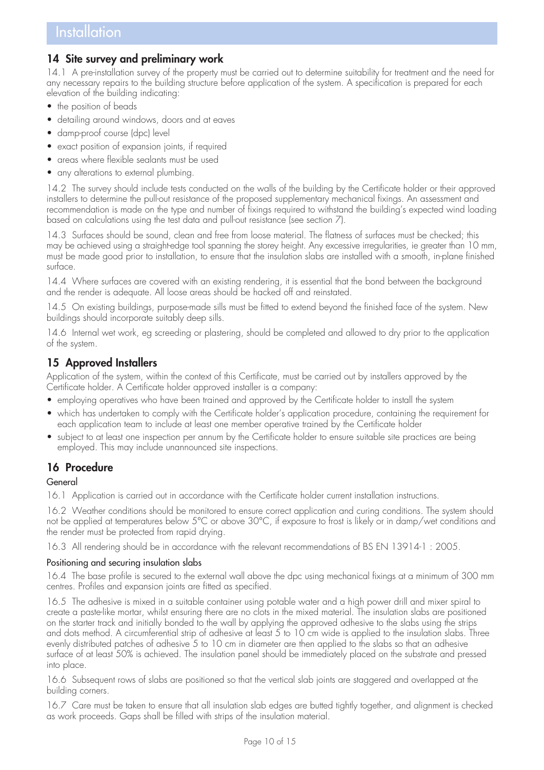# Installation

## 14 Site survey and preliminary work

14.1 A pre-installation survey of the property must be carried out to determine suitability for treatment and the need for any necessary repairs to the building structure before application of the system. A specification is prepared for each elevation of the building indicating:

- the position of beads
- detailing around windows, doors and at eaves
- damp-proof course (dpc) level
- exact position of expansion joints, if required
- areas where flexible sealants must be used
- any alterations to external plumbing.

14.2 The survey should include tests conducted on the walls of the building by the Certificate holder or their approved installers to determine the pull-out resistance of the proposed supplementary mechanical fixings. An assessment and recommendation is made on the type and number of fixings required to withstand the building's expected wind loading based on calculations using the test data and pull-out resistance (see section 7).

14.3 Surfaces should be sound, clean and free from loose material. The flatness of surfaces must be checked; this may be achieved using a straight-edge tool spanning the storey height. Any excessive irregularities, ie greater than 10 mm, must be made good prior to installation, to ensure that the insulation slabs are installed with a smooth, in-plane finished surface.

14.4 Where surfaces are covered with an existing rendering, it is essential that the bond between the background and the render is adequate. All loose areas should be hacked off and reinstated.

14.5 On existing buildings, purpose-made sills must be fitted to extend beyond the finished face of the system. New buildings should incorporate suitably deep sills.

14.6 Internal wet work, eg screeding or plastering, should be completed and allowed to dry prior to the application of the system.

## 15 Approved Installers

Application of the system, within the context of this Certificate, must be carried out by installers approved by the Certificate holder. A Certificate holder approved installer is a company:

- employing operatives who have been trained and approved by the Certificate holder to install the system
- which has undertaken to comply with the Certificate holder's application procedure, containing the requirement for each application team to include at least one member operative trained by the Certificate holder
- subject to at least one inspection per annum by the Certificate holder to ensure suitable site practices are being employed. This may include unannounced site inspections.

## 16 Procedure

### General

16.1 Application is carried out in accordance with the Certificate holder current installation instructions.

16.2 Weather conditions should be monitored to ensure correct application and curing conditions. The system should not be applied at temperatures below 5°C or above 30°C, if exposure to frost is likely or in damp/wet conditions and the render must be protected from rapid drying.

16.3 All rendering should be in accordance with the relevant recommendations of BS EN 13914-1 : 2005.

### Positioning and securing insulation slabs

16.4 The base profile is secured to the external wall above the dpc using mechanical fixings at a minimum of 300 mm centres. Profiles and expansion joints are fitted as specified.

16.5 The adhesive is mixed in a suitable container using potable water and a high power drill and mixer spiral to create a paste-like mortar, whilst ensuring there are no clots in the mixed material. The insulation slabs are positioned on the starter track and initially bonded to the wall by applying the approved adhesive to the slabs using the strips and dots method. A circumferential strip of adhesive at least 5 to 10 cm wide is applied to the insulation slabs. Three evenly distributed patches of adhesive 5 to 10 cm in diameter are then applied to the slabs so that an adhesive surface of at least 50% is achieved. The insulation panel should be immediately placed on the substrate and pressed into place.

16.6 Subsequent rows of slabs are positioned so that the vertical slab joints are staggered and overlapped at the building corners.

16.7 Care must be taken to ensure that all insulation slab edges are butted tightly together, and alignment is checked as work proceeds. Gaps shall be filled with strips of the insulation material.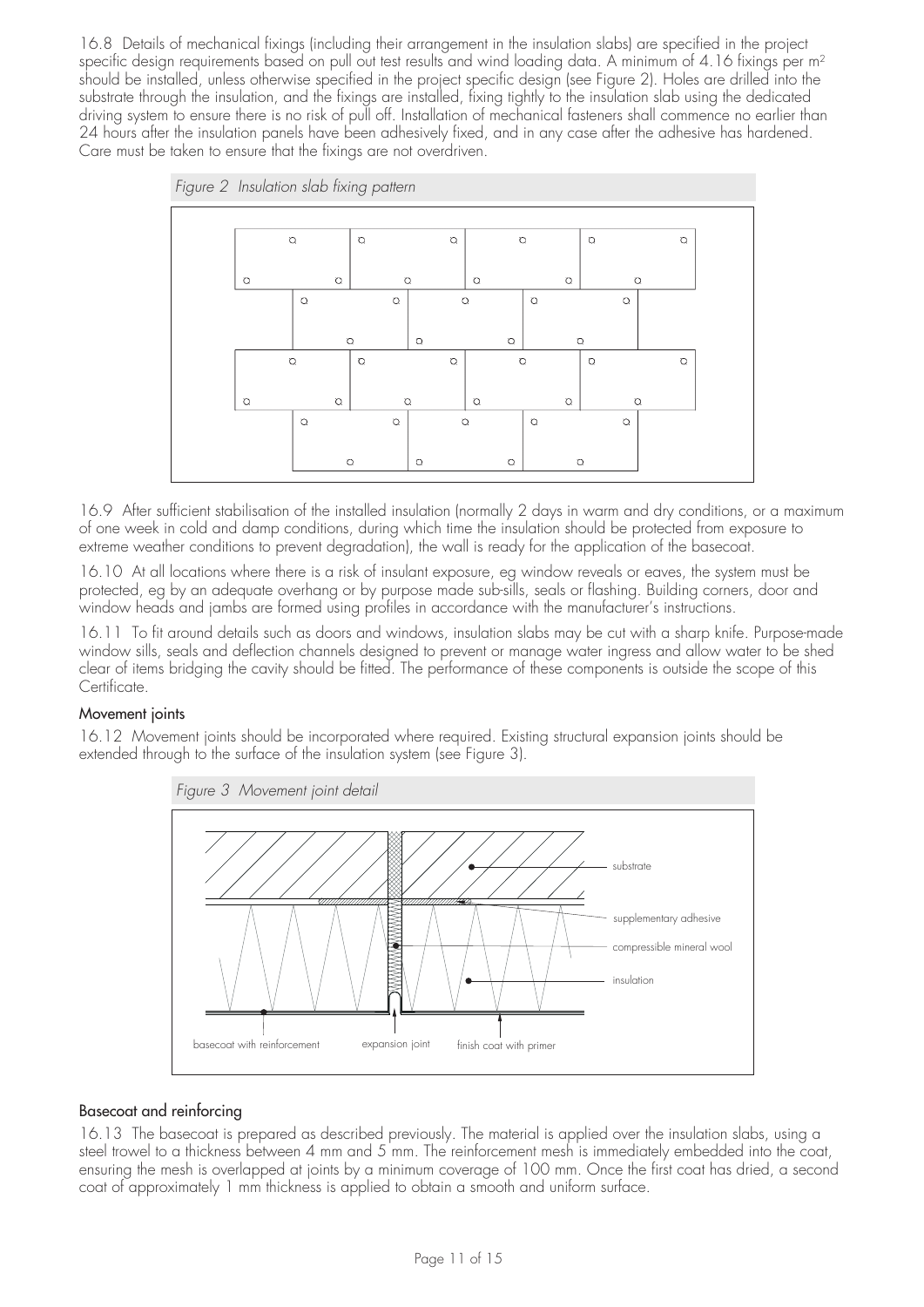16.8 Details of mechanical fixings (including their arrangement in the insulation slabs) are specified in the project specific design requirements based on pull out test results and wind loading data. A minimum of 4.16 fixings per m$^2$ should be installed, unless otherwise specified in the project specific design (see Figure 2). Holes are drilled into the substrate through the insulation, and the fixings are installed, fixing tightly to the insulation slab using the dedicated driving system to ensure there is no risk of pull off. Installation of mechanical fasteners shall commence no earlier than 24 hours after the insulation panels have been adhesively fixed, and in any case after the adhesive has hardened. Care must be taken to ensure that the fixings are not overdriven.

*Figure 2 Insulation slab fixing pattern*

16.9 After sufficient stabilisation of the installed insulation (normally 2 days in warm and dry conditions, or a maximum of one week in cold and damp conditions, during which time the insulation should be protected from exposure to extreme weather conditions to prevent degradation), the wall is ready for the application of the basecoat.

16.10 At all locations where there is a risk of insulant exposure, eg window reveals or eaves, the system must be protected, eg by an adequate overhang or by purpose made sub-sills, seals or flashing. Building corners, door and window heads and jambs are formed using profiles in accordance with the manufacturer's instructions.

16.11 To fit around details such as doors and windows, insulation slabs may be cut with a sharp knife. Purpose-made window sills, seals and deflection channels designed to prevent or manage water ingress and allow water to be shed clear of items bridging the cavity should be fitted. The performance of these components is outside the scope of this Certificate.

### Movement joints

16.12 Movement joints should be incorporated where required. Existing structural expansion joints should be extended through to the surface of the insulation system (see Figure 3).

*Figure 3 Movement joint detail*

substrate

supplementary adhesive

compressible mineral wool

insulation

basecoat with reinforcement

expansion joint

finish coat with primer

### Basecoat and reinforcing

16.13 The basecoat is prepared as described previously. The material is applied over the insulation slabs, using a steel trowel to a thickness between 4 mm and 5 mm. The reinforcement mesh is immediately embedded into the coat, ensuring the mesh is overlapped at joints by a minimum coverage of 100 mm. Once the first coat has dried, a second coat of approximately 1 mm thickness is applied to obtain a smooth and uniform surface.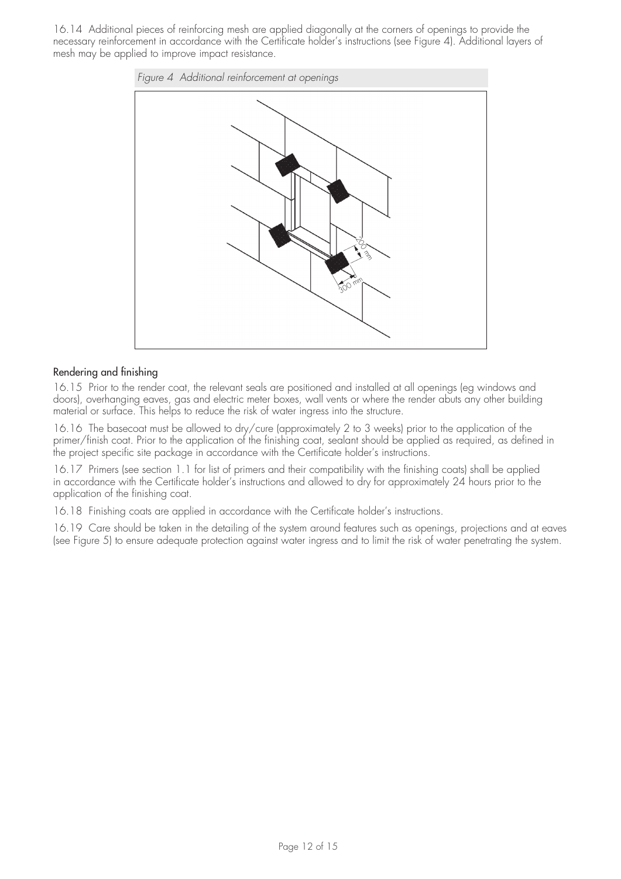16.14 Additional pieces of reinforcing mesh are applied diagonally at the corners of openings to provide the necessary reinforcement in accordance with the Certificate holder's instructions (see Figure 4). Additional layers of mesh may be applied to improve impact resistance.

*Figure 4 Additional reinforcement at openings*

## Rendering and finishing

16.15 Prior to the render coat, the relevant seals are positioned and installed at all openings (eg windows and doors), overhanging eaves, gas and electric meter boxes, wall vents or where the render abuts any other building material or surface. This helps to reduce the risk of water ingress into the structure.

16.16 The basecoat must be allowed to dry/cure (approximately 2 to 3 weeks) prior to the application of the primer/finish coat. Prior to the application of the finishing coat, sealant should be applied as required, as defined in the project specific site package in accordance with the Certificate holder's instructions.

16.17 Primers (see section 1.1 for list of primers and their compatibility with the finishing coats) shall be applied in accordance with the Certificate holder's instructions and allowed to dry for approximately 24 hours prior to the application of the finishing coat.

16.18 Finishing coats are applied in accordance with the Certificate holder's instructions.

16.19 Care should be taken in the detailing of the system around features such as openings, projections and at eaves (see Figure 5) to ensure adequate protection against water ingress and to limit the risk of water penetrating the system.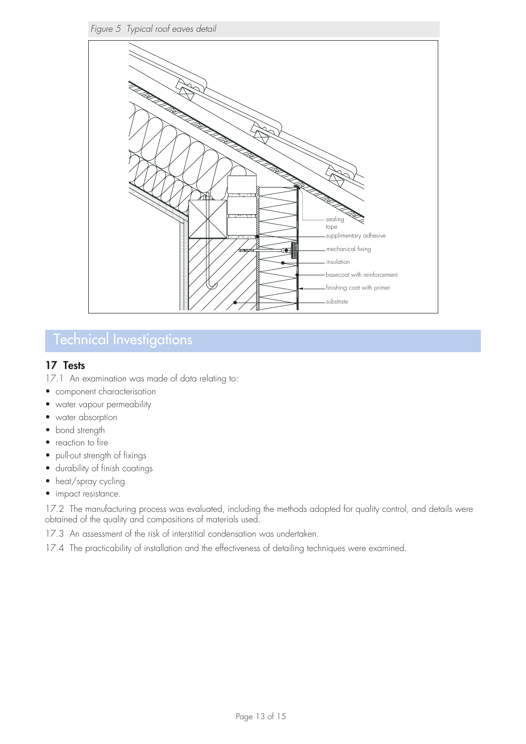*Figure 5 Typical roof eaves detail*

sealing tape

supplimentary adhesive

mechanical fixing

insulation

basecoat with reinforcement

finishing coat with primer

substrate

# Technical Investigations

## 17 Tests

17.1 An examination was made of data relating to:

- component characterisation
- water vapour permeability
- water absorption
- bond strength
- reaction to fire
- pull-out strength of fixings
- durability of finish coatings
- heat/spray cycling
- impact resistance.

17.2 The manufacturing process was evaluated, including the methods adopted for quality control, and details were obtained of the quality and compositions of materials used.

17.3 An assessment of the risk of interstitial condensation was undertaken.

17.4 The practicability of installation and the effectiveness of detailing techniques were examined.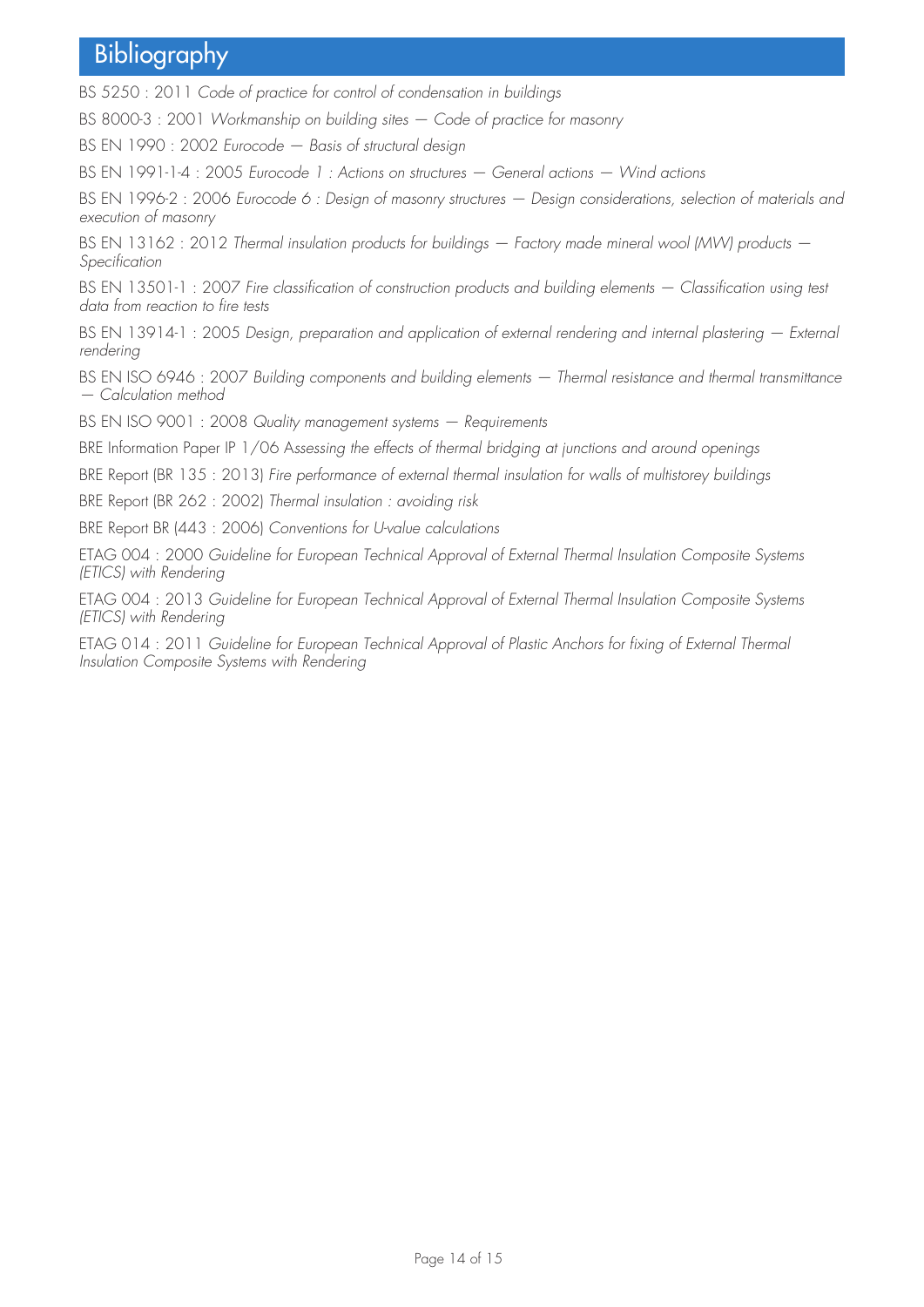# Bibliography

BS 5250 : 2011 *Code of practice for control of condensation in buildings*

BS 8000-3 : 2001 *Workmanship on building sites — Code of practice for masonry*

BS EN 1990 : 2002 *Eurocode — Basis of structural design*

BS EN 1991-1-4 : 2005 *Eurocode 1 : Actions on structures — General actions — Wind actions*

BS EN 1996-2 : 2006 *Eurocode 6 : Design of masonry structures — Design considerations, selection of materials and execution of masonry*

BS EN 13162 : 2012 *Thermal insulation products for buildings — Factory made mineral wool (MW) products — Specification*

BS EN 13501-1 : 2007 *Fire classification of construction products and building elements — Classification using test data from reaction to fire tests*

BS EN 13914-1 : 2005 *Design, preparation and application of external rendering and internal plastering — External rendering*

BS EN ISO 6946 : 2007 *Building components and building elements — Thermal resistance and thermal transmittance — Calculation method*

BS EN ISO 9001 : 2008 *Quality management systems — Requirements*

BRE Information Paper IP 1/06 *Assessing the effects of thermal bridging at junctions and around openings*

BRE Report (BR 135 : 2013) *Fire performance of external thermal insulation for walls of multistorey buildings*

BRE Report (BR 262 : 2002) *Thermal insulation : avoiding risk*

BRE Report BR (443 : 2006) *Conventions for U-value calculations*

ETAG 004 : 2000 *Guideline for European Technical Approval of External Thermal Insulation Composite Systems (ETICS) with Rendering*

ETAG 004 : 2013 *Guideline for European Technical Approval of External Thermal Insulation Composite Systems (ETICS) with Rendering*

ETAG 014 : 2011 *Guideline for European Technical Approval of Plastic Anchors for fixing of External Thermal Insulation Composite Systems with Rendering*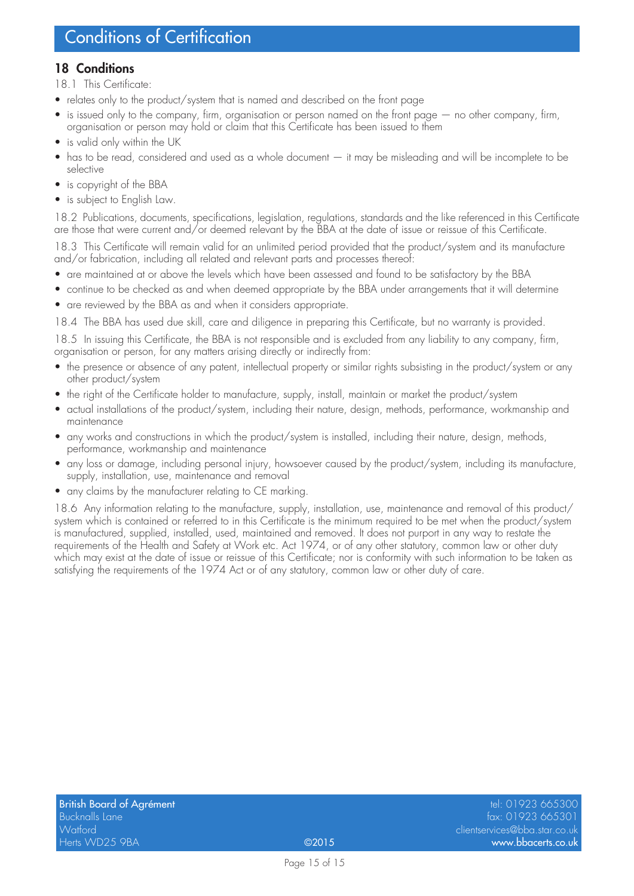# Conditions of Certification

## 18 Conditions

18.1 This Certificate:

- relates only to the product/system that is named and described on the front page
- is issued only to the company, firm, organisation or person named on the front page — no other company, firm, organisation or person may hold or claim that this Certificate has been issued to them
- is valid only within the UK
- has to be read, considered and used as a whole document — it may be misleading and will be incomplete to be selective
- is copyright of the BBA
- is subject to English Law.

18.2 Publications, documents, specifications, legislation, regulations, standards and the like referenced in this Certificate are those that were current and/or deemed relevant by the BBA at the date of issue or reissue of this Certificate.

18.3 This Certificate will remain valid for an unlimited period provided that the product/system and its manufacture and/or fabrication, including all related and relevant parts and processes thereof:

- are maintained at or above the levels which have been assessed and found to be satisfactory by the BBA
- continue to be checked as and when deemed appropriate by the BBA under arrangements that it will determine
- are reviewed by the BBA as and when it considers appropriate.

18.4 The BBA has used due skill, care and diligence in preparing this Certificate, but no warranty is provided.

18.5 In issuing this Certificate, the BBA is not responsible and is excluded from any liability to any company, firm, organisation or person, for any matters arising directly or indirectly from:

- the presence or absence of any patent, intellectual property or similar rights subsisting in the product/system or any other product/system
- the right of the Certificate holder to manufacture, supply, install, maintain or market the product/system
- actual installations of the product/system, including their nature, design, methods, performance, workmanship and maintenance
- any works and constructions in which the product/system is installed, including their nature, design, methods, performance, workmanship and maintenance
- any loss or damage, including personal injury, howsoever caused by the product/system, including its manufacture, supply, installation, use, maintenance and removal
- any claims by the manufacturer relating to CE marking.

18.6 Any information relating to the manufacture, supply, installation, use, maintenance and removal of this product/system which is contained or referred to in this Certificate is the minimum required to be met when the product/system is manufactured, supplied, installed, used, maintained and removed. It does not purport in any way to restate the requirements of the Health and Safety at Work etc. Act 1974, or of any other statutory, common law or other duty which may exist at the date of issue or reissue of this Certificate; nor is conformity with such information to be taken as satisfying the requirements of the 1974 Act or of any statutory, common law or other duty of care.

British Board of Agrément
Bucknalls Lane
Watford
Herts WD25 9BA

©2015

tel: 01923 665300
fax: 01923 665301
clientservices@bba.star.co.uk
www.bbacerts.co.uk